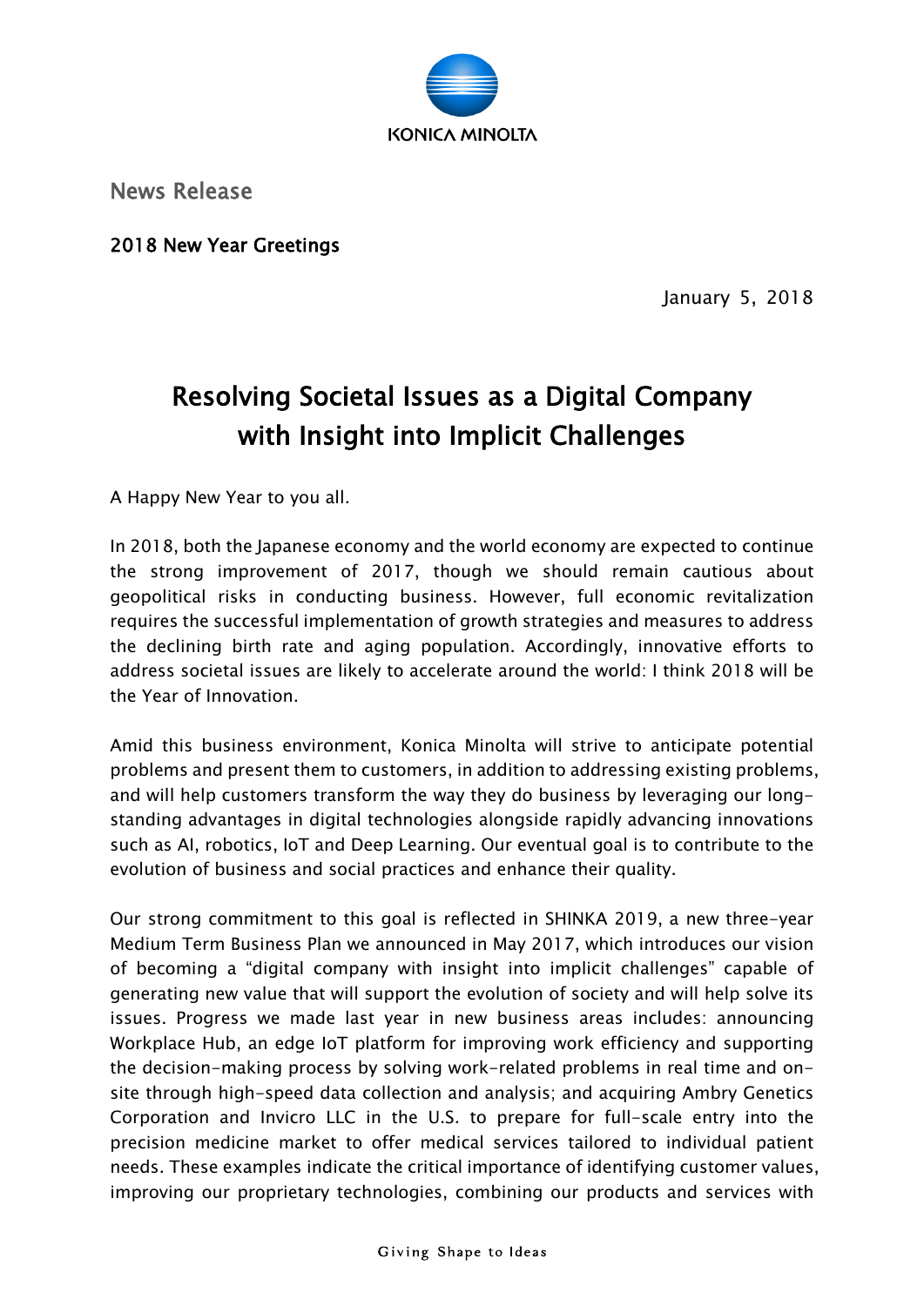KONICA MINOLTA

News Release

2018 New Year Greetings

January 5, 2018

# Resolving Societal Issues as a Digital Company with Insight into Implicit Challenges

A Happy New Year to you all.

In 2018, both the Japanese economy and the world economy are expected to continue the strong improvement of 2017, though we should remain cautious about geopolitical risks in conducting business. However, full economic revitalization requires the successful implementation of growth strategies and measures to address the declining birth rate and aging population. Accordingly, innovative efforts to address societal issues are likely to accelerate around the world: I think 2018 will be the Year of Innovation.

Amid this business environment, Konica Minolta will strive to anticipate potential problems and present them to customers, in addition to addressing existing problems, and will help customers transform the way they do business by leveraging our long-standing advantages in digital technologies alongside rapidly advancing innovations such as AI, robotics, IoT and Deep Learning. Our eventual goal is to contribute to the evolution of business and social practices and enhance their quality.

Our strong commitment to this goal is reflected in SHINKA 2019, a new three-year Medium Term Business Plan we announced in May 2017, which introduces our vision of becoming a “digital company with insight into implicit challenges” capable of generating new value that will support the evolution of society and will help solve its issues. Progress we made last year in new business areas includes: announcing Workplace Hub, an edge IoT platform for improving work efficiency and supporting the decision-making process by solving work-related problems in real time and on-site through high-speed data collection and analysis; and acquiring Ambry Genetics Corporation and Invicro LLC in the U.S. to prepare for full-scale entry into the precision medicine market to offer medical services tailored to individual patient needs. These examples indicate the critical importance of identifying customer values, improving our proprietary technologies, combining our products and services with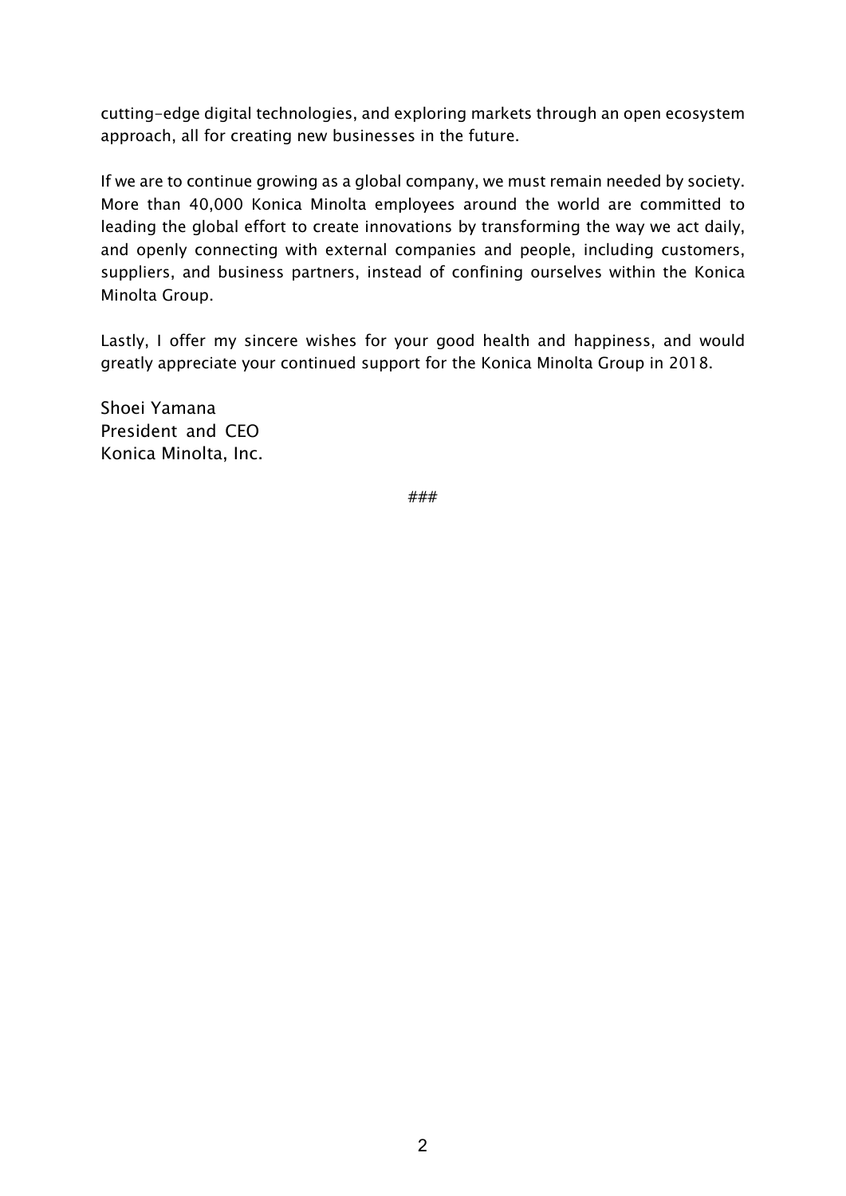cutting-edge digital technologies, and exploring markets through an open ecosystem approach, all for creating new businesses in the future.

If we are to continue growing as a global company, we must remain needed by society. More than 40,000 Konica Minolta employees around the world are committed to leading the global effort to create innovations by transforming the way we act daily, and openly connecting with external companies and people, including customers, suppliers, and business partners, instead of confining ourselves within the Konica Minolta Group.

Lastly, I offer my sincere wishes for your good health and happiness, and would greatly appreciate your continued support for the Konica Minolta Group in 2018.

Shoei Yamana
President and CEO
Konica Minolta, Inc.

###